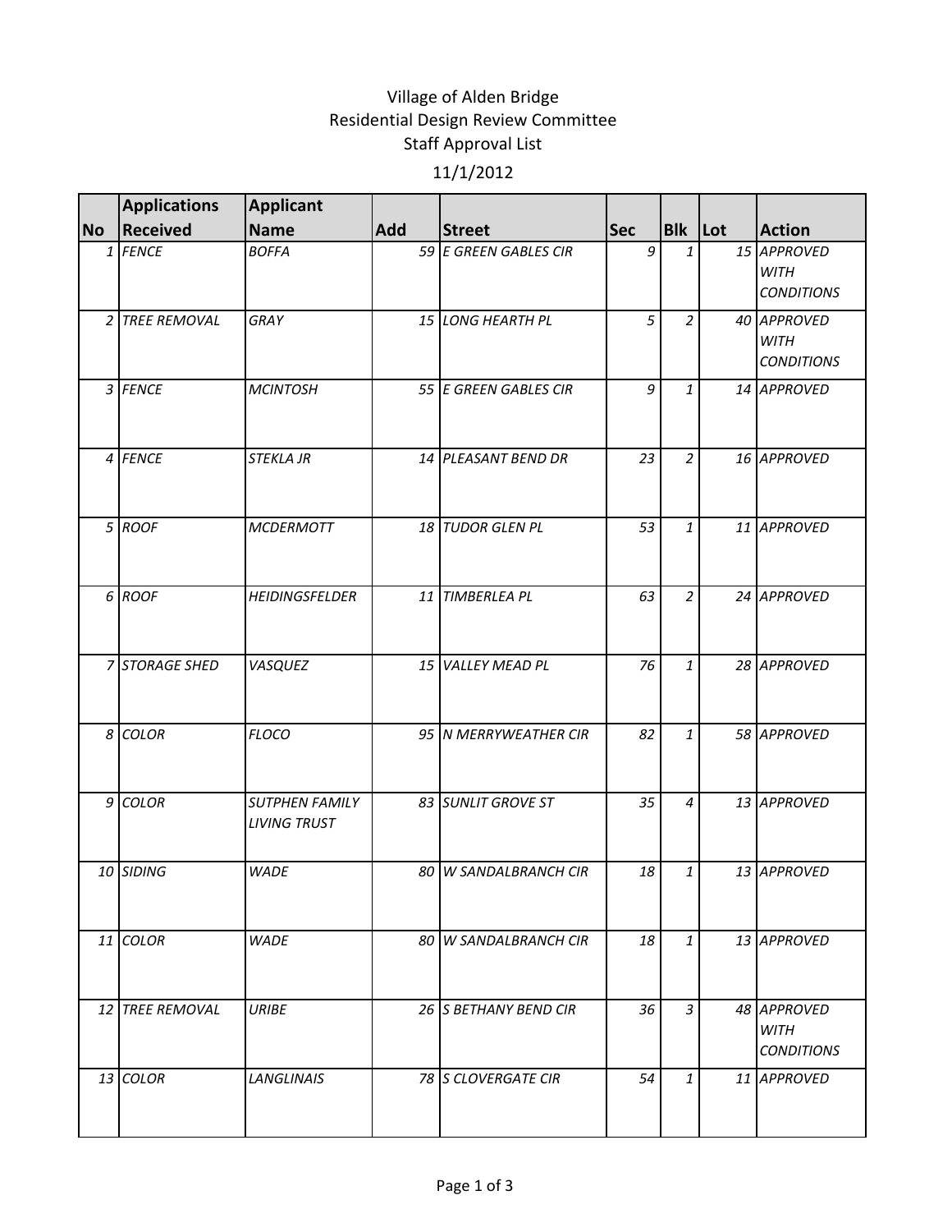# Village of Alden Bridge
## Residential Design Review Committee
## Staff Approval List
## 11/1/2012

| No | Applications Received | Applicant Name | Add | Street | Sec | Blk | Lot | Action |
|---|---|---|---|---|---|---|---|---|
| 1 | FENCE | BOFFA | 59 | E GREEN GABLES CIR | 9 | 1 | 15 | APPROVED WITH CONDITIONS |
| 2 | TREE REMOVAL | GRAY | 15 | LONG HEARTH PL | 5 | 2 | 40 | APPROVED WITH CONDITIONS |
| 3 | FENCE | MCINTOSH | 55 | E GREEN GABLES CIR | 9 | 1 | 14 | APPROVED |
| 4 | FENCE | STEKLA JR | 14 | PLEASANT BEND DR | 23 | 2 | 16 | APPROVED |
| 5 | ROOF | MCDERMOTT | 18 | TUDOR GLEN PL | 53 | 1 | 11 | APPROVED |
| 6 | ROOF | HEIDINGSFELDER | 11 | TIMBERLEA PL | 63 | 2 | 24 | APPROVED |
| 7 | STORAGE SHED | VASQUEZ | 15 | VALLEY MEAD PL | 76 | 1 | 28 | APPROVED |
| 8 | COLOR | FLOCO | 95 | N MERRYWEATHER CIR | 82 | 1 | 58 | APPROVED |
| 9 | COLOR | SUTPHEN FAMILY LIVING TRUST | 83 | SUNLIT GROVE ST | 35 | 4 | 13 | APPROVED |
| 10 | SIDING | WADE | 80 | W SANDALBRANCH CIR | 18 | 1 | 13 | APPROVED |
| 11 | COLOR | WADE | 80 | W SANDALBRANCH CIR | 18 | 1 | 13 | APPROVED |
| 12 | TREE REMOVAL | URIBE | 26 | S BETHANY BEND CIR | 36 | 3 | 48 | APPROVED WITH CONDITIONS |
| 13 | COLOR | LANGLINAIS | 78 | S CLOVERGATE CIR | 54 | 1 | 11 | APPROVED |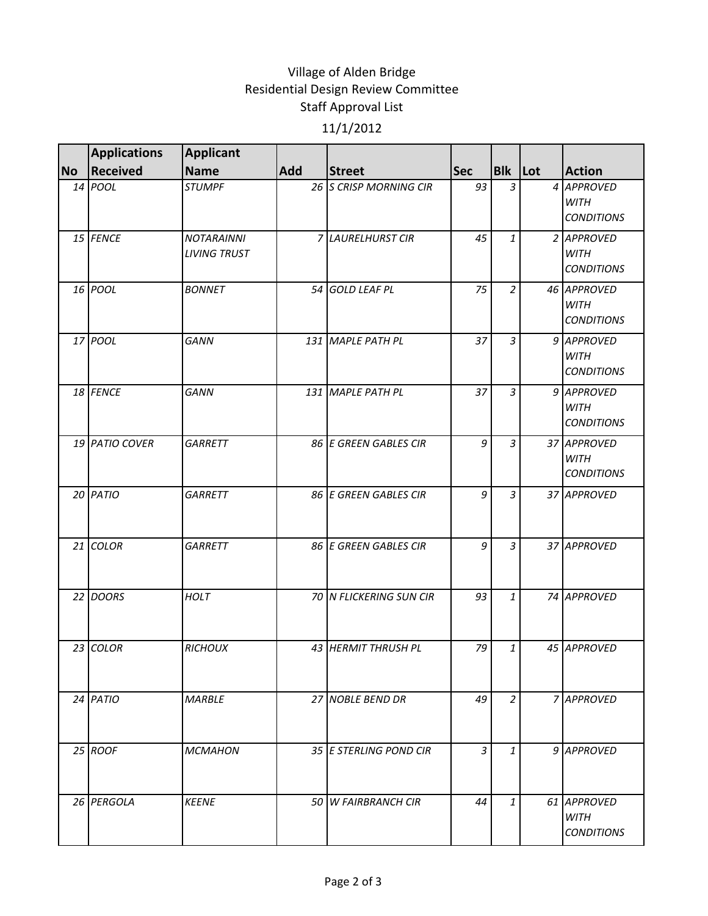Village of Alden Bridge
Residential Design Review Committee
Staff Approval List

11/1/2012

| No | Applications Received | Applicant Name | Add | Street | Sec | Blk | Lot | Action |
|---|---|---|---|---|---|---|---|---|
| 14 | POOL | STUMPF | 26 | S CRISP MORNING CIR | 93 | 3 | 4 | APPROVED WITH CONDITIONS |
| 15 | FENCE | NOTARAINNI LIVING TRUST | 7 | LAURELHURST CIR | 45 | 1 | 2 | APPROVED WITH CONDITIONS |
| 16 | POOL | BONNET | 54 | GOLD LEAF PL | 75 | 2 | 46 | APPROVED WITH CONDITIONS |
| 17 | POOL | GANN | 131 | MAPLE PATH PL | 37 | 3 | 9 | APPROVED WITH CONDITIONS |
| 18 | FENCE | GANN | 131 | MAPLE PATH PL | 37 | 3 | 9 | APPROVED WITH CONDITIONS |
| 19 | PATIO COVER | GARRETT | 86 | E GREEN GABLES CIR | 9 | 3 | 37 | APPROVED WITH CONDITIONS |
| 20 | PATIO | GARRETT | 86 | E GREEN GABLES CIR | 9 | 3 | 37 | APPROVED |
| 21 | COLOR | GARRETT | 86 | E GREEN GABLES CIR | 9 | 3 | 37 | APPROVED |
| 22 | DOORS | HOLT | 70 | N FLICKERING SUN CIR | 93 | 1 | 74 | APPROVED |
| 23 | COLOR | RICHOUX | 43 | HERMIT THRUSH PL | 79 | 1 | 45 | APPROVED |
| 24 | PATIO | MARBLE | 27 | NOBLE BEND DR | 49 | 2 | 7 | APPROVED |
| 25 | ROOF | MCMAHON | 35 | E STERLING POND CIR | 3 | 1 | 9 | APPROVED |
| 26 | PERGOLA | KEENE | 50 | W FAIRBRANCH CIR | 44 | 1 | 61 | APPROVED WITH CONDITIONS |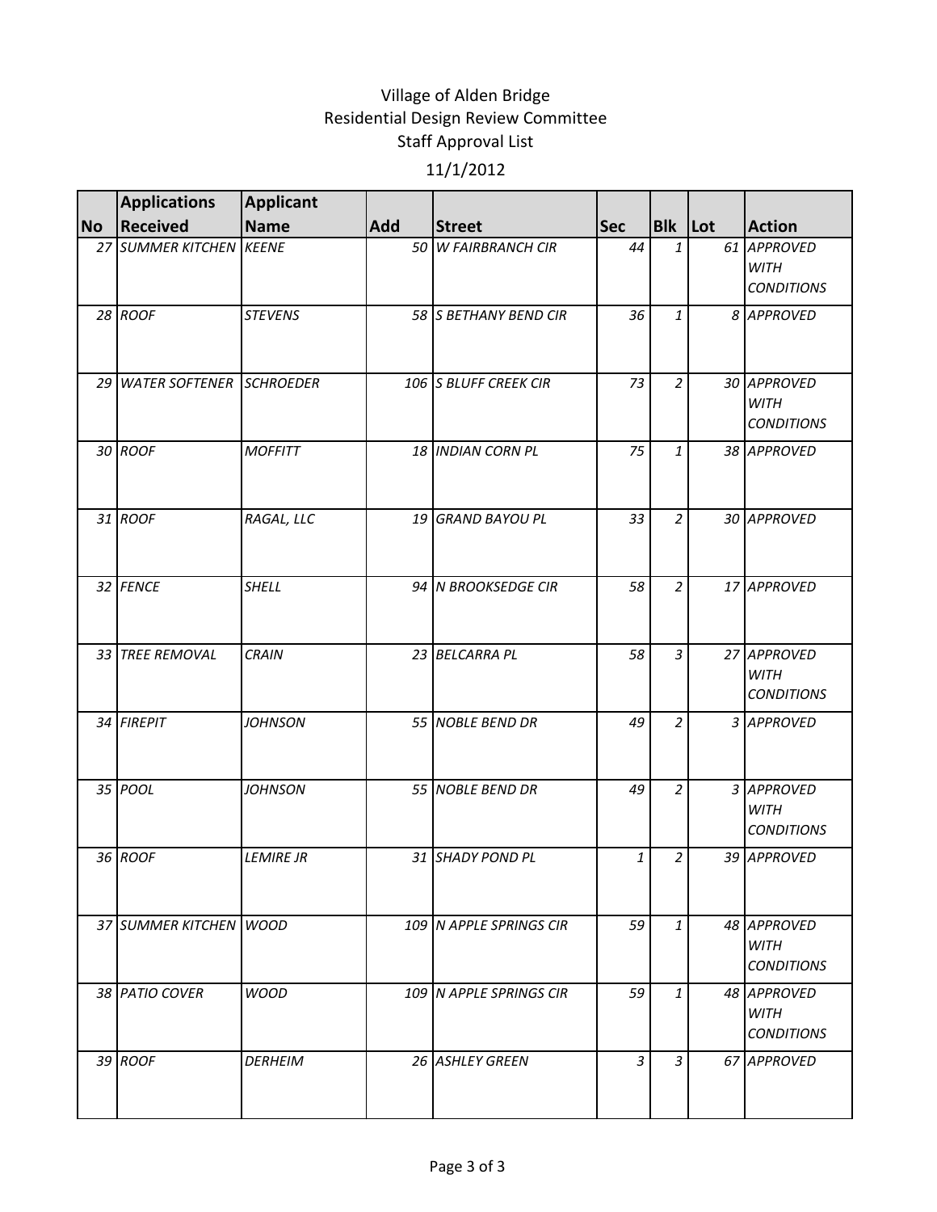Village of Alden Bridge
Residential Design Review Committee
Staff Approval List
11/1/2012

| No | Applications Received | Applicant Name | Add | Street | Sec | Blk | Lot | Action |
|---|---|---|---|---|---|---|---|---|
| 27 | *SUMMER KITCHEN* | *KEENE* | 50 | *W FAIRBRANCH CIR* | 44 | 1 | 61 | *APPROVED WITH CONDITIONS* |
| 28 | *ROOF* | *STEVENS* | 58 | *S BETHANY BEND CIR* | 36 | 1 | 8 | *APPROVED* |
| 29 | *WATER SOFTENER* | *SCHROEDER* | 106 | *S BLUFF CREEK CIR* | 73 | 2 | 30 | *APPROVED WITH CONDITIONS* |
| 30 | *ROOF* | *MOFFITT* | 18 | *INDIAN CORN PL* | 75 | 1 | 38 | *APPROVED* |
| 31 | *ROOF* | *RAGAL, LLC* | 19 | *GRAND BAYOU PL* | 33 | 2 | 30 | *APPROVED* |
| 32 | *FENCE* | *SHELL* | 94 | *N BROOKSEDGE CIR* | 58 | 2 | 17 | *APPROVED* |
| 33 | *TREE REMOVAL* | *CRAIN* | 23 | *BELCARRA PL* | 58 | 3 | 27 | *APPROVED WITH CONDITIONS* |
| 34 | *FIREPIT* | *JOHNSON* | 55 | *NOBLE BEND DR* | 49 | 2 | 3 | *APPROVED* |
| 35 | *POOL* | *JOHNSON* | 55 | *NOBLE BEND DR* | 49 | 2 | 3 | *APPROVED WITH CONDITIONS* |
| 36 | *ROOF* | *LEMIRE JR* | 31 | *SHADY POND PL* | 1 | 2 | 39 | *APPROVED* |
| 37 | *SUMMER KITCHEN* | *WOOD* | 109 | *N APPLE SPRINGS CIR* | 59 | 1 | 48 | *APPROVED WITH CONDITIONS* |
| 38 | *PATIO COVER* | *WOOD* | 109 | *N APPLE SPRINGS CIR* | 59 | 1 | 48 | *APPROVED WITH CONDITIONS* |
| 39 | *ROOF* | *DERHEIM* | 26 | *ASHLEY GREEN* | 3 | 3 | 67 | *APPROVED* |